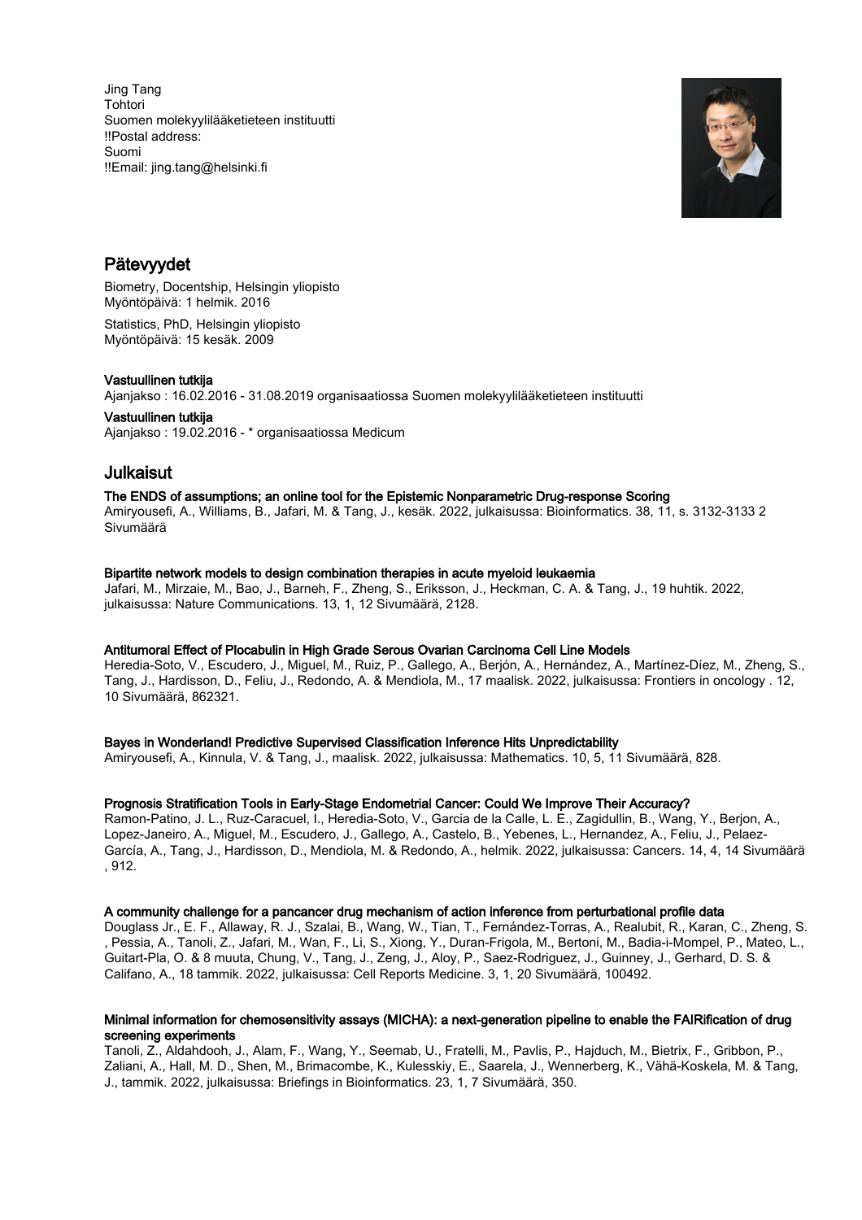Jing Tang
Tohtori
Suomen molekyylilääketieteen instituutti
!!Postal address:
Suomi
!!Email: jing.tang@helsinki.fi

## Pätevyydet

Biometry, Docentship, Helsingin yliopisto
Myöntöpäivä: 1 helmik. 2016

Statistics, PhD, Helsingin yliopisto
Myöntöpäivä: 15 kesäk. 2009

**Vastuullinen tutkija**
Ajanjakso : 16.02.2016 - 31.08.2019 organisaatiossa Suomen molekyylilääketieteen instituutti

**Vastuullinen tutkija**
Ajanjakso : 19.02.2016 - * organisaatiossa Medicum

## Julkaisut

**The ENDS of assumptions; an online tool for the Epistemic Nonparametric Drug-response Scoring**
Amiryousefi, A., Williams, B., Jafari, M. & Tang, J., kesäk. 2022, julkaisussa: Bioinformatics. 38, 11, s. 3132-3133 2 Sivumäärä

**Bipartite network models to design combination therapies in acute myeloid leukaemia**
Jafari, M., Mirzaie, M., Bao, J., Barneh, F., Zheng, S., Eriksson, J., Heckman, C. A. & Tang, J., 19 huhtik. 2022, julkaisussa: Nature Communications. 13, 1, 12 Sivumäärä, 2128.

**Antitumoral Effect of Plocabulin in High Grade Serous Ovarian Carcinoma Cell Line Models**
Heredia-Soto, V., Escudero, J., Miguel, M., Ruiz, P., Gallego, A., Berjón, A., Hernández, A., Martínez-Díez, M., Zheng, S., Tang, J., Hardisson, D., Feliu, J., Redondo, A. & Mendiola, M., 17 maalisk. 2022, julkaisussa: Frontiers in oncology . 12, 10 Sivumäärä, 862321.

**Bayes in Wonderland! Predictive Supervised Classification Inference Hits Unpredictability**
Amiryousefi, A., Kinnula, V. & Tang, J., maalisk. 2022, julkaisussa: Mathematics. 10, 5, 11 Sivumäärä, 828.

**Prognosis Stratification Tools in Early-Stage Endometrial Cancer: Could We Improve Their Accuracy?**
Ramon-Patino, J. L., Ruz-Caracuel, I., Heredia-Soto, V., Garcia de la Calle, L. E., Zagidullin, B., Wang, Y., Berjon, A., Lopez-Janeiro, A., Miguel, M., Escudero, J., Gallego, A., Castelo, B., Yebenes, L., Hernandez, A., Feliu, J., Pelaez-García, A., Tang, J., Hardisson, D., Mendiola, M. & Redondo, A., helmik. 2022, julkaisussa: Cancers. 14, 4, 14 Sivumäärä , 912.

**A community challenge for a pancancer drug mechanism of action inference from perturbational profile data**
Douglass Jr., E. F., Allaway, R. J., Szalai, B., Wang, W., Tian, T., Fernández-Torras, A., Realubit, R., Karan, C., Zheng, S. , Pessia, A., Tanoli, Z., Jafari, M., Wan, F., Li, S., Xiong, Y., Duran-Frigola, M., Bertoni, M., Badia-i-Mompel, P., Mateo, L., Guitart-Pla, O. & 8 muuta, Chung, V., Tang, J., Zeng, J., Aloy, P., Saez-Rodriguez, J., Guinney, J., Gerhard, D. S. & Califano, A., 18 tammik. 2022, julkaisussa: Cell Reports Medicine. 3, 1, 20 Sivumäärä, 100492.

**Minimal information for chemosensitivity assays (MICHA): a next-generation pipeline to enable the FAIRification of drug screening experiments**
Tanoli, Z., Aldahdooh, J., Alam, F., Wang, Y., Seemab, U., Fratelli, M., Pavlis, P., Hajduch, M., Bietrix, F., Gribbon, P., Zaliani, A., Hall, M. D., Shen, M., Brimacombe, K., Kulesskiy, E., Saarela, J., Wennerberg, K., Vähä-Koskela, M. & Tang, J., tammik. 2022, julkaisussa: Briefings in Bioinformatics. 23, 1, 7 Sivumäärä, 350.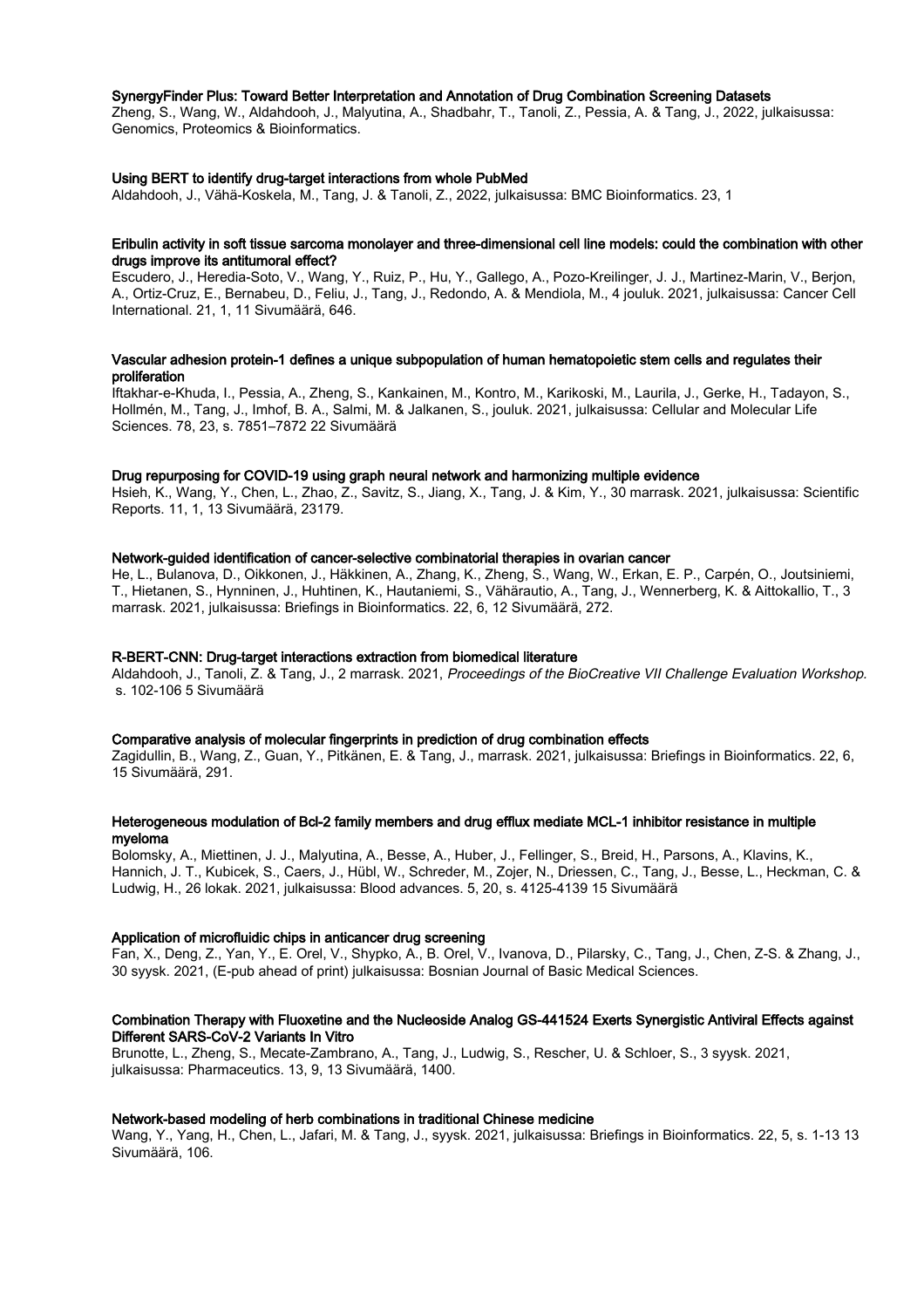**SynergyFinder Plus: Toward Better Interpretation and Annotation of Drug Combination Screening Datasets**
Zheng, S., Wang, W., Aldahdooh, J., Malyutina, A., Shadbahr, T., Tanoli, Z., Pessia, A. & Tang, J., 2022, julkaisussa: Genomics, Proteomics & Bioinformatics.

**Using BERT to identify drug-target interactions from whole PubMed**
Aldahdooh, J., Vähä-Koskela, M., Tang, J. & Tanoli, Z., 2022, julkaisussa: BMC Bioinformatics. 23, 1

**Eribulin activity in soft tissue sarcoma monolayer and three-dimensional cell line models: could the combination with other drugs improve its antitumoral effect?**
Escudero, J., Heredia-Soto, V., Wang, Y., Ruiz, P., Hu, Y., Gallego, A., Pozo-Kreilinger, J. J., Martinez-Marin, V., Berjon, A., Ortiz-Cruz, E., Bernabeu, D., Feliu, J., Tang, J., Redondo, A. & Mendiola, M., 4 jouluk. 2021, julkaisussa: Cancer Cell International. 21, 1, 11 Sivumäärä, 646.

**Vascular adhesion protein-1 defines a unique subpopulation of human hematopoietic stem cells and regulates their proliferation**
Iftakhar-e-Khuda, I., Pessia, A., Zheng, S., Kankainen, M., Kontro, M., Karikoski, M., Laurila, J., Gerke, H., Tadayon, S., Hollmén, M., Tang, J., Imhof, B. A., Salmi, M. & Jalkanen, S., jouluk. 2021, julkaisussa: Cellular and Molecular Life Sciences. 78, 23, s. 7851–7872 22 Sivumäärä

**Drug repurposing for COVID-19 using graph neural network and harmonizing multiple evidence**
Hsieh, K., Wang, Y., Chen, L., Zhao, Z., Savitz, S., Jiang, X., Tang, J. & Kim, Y., 30 marrask. 2021, julkaisussa: Scientific Reports. 11, 1, 13 Sivumäärä, 23179.

**Network-guided identification of cancer-selective combinatorial therapies in ovarian cancer**
He, L., Bulanova, D., Oikkonen, J., Häkkinen, A., Zhang, K., Zheng, S., Wang, W., Erkan, E. P., Carpén, O., Joutsiniemi, T., Hietanen, S., Hynninen, J., Huhtinen, K., Hautaniemi, S., Vähärautio, A., Tang, J., Wennerberg, K. & Aittokallio, T., 3 marrask. 2021, julkaisussa: Briefings in Bioinformatics. 22, 6, 12 Sivumäärä, 272.

**R-BERT-CNN: Drug-target interactions extraction from biomedical literature**
Aldahdooh, J., Tanoli, Z. & Tang, J., 2 marrask. 2021, *Proceedings of the BioCreative VII Challenge Evaluation Workshop.* s. 102-106 5 Sivumäärä

**Comparative analysis of molecular fingerprints in prediction of drug combination effects**
Zagidullin, B., Wang, Z., Guan, Y., Pitkänen, E. & Tang, J., marrask. 2021, julkaisussa: Briefings in Bioinformatics. 22, 6, 15 Sivumäärä, 291.

**Heterogeneous modulation of Bcl-2 family members and drug efflux mediate MCL-1 inhibitor resistance in multiple myeloma**
Bolomsky, A., Miettinen, J. J., Malyutina, A., Besse, A., Huber, J., Fellinger, S., Breid, H., Parsons, A., Klavins, K., Hannich, J. T., Kubicek, S., Caers, J., Hübl, W., Schreder, M., Zojer, N., Driessen, C., Tang, J., Besse, L., Heckman, C. & Ludwig, H., 26 lokak. 2021, julkaisussa: Blood advances. 5, 20, s. 4125-4139 15 Sivumäärä

**Application of microfluidic chips in anticancer drug screening**
Fan, X., Deng, Z., Yan, Y., E. Orel, V., Shypko, A., B. Orel, V., Ivanova, D., Pilarsky, C., Tang, J., Chen, Z-S. & Zhang, J., 30 syysk. 2021, (E-pub ahead of print) julkaisussa: Bosnian Journal of Basic Medical Sciences.

**Combination Therapy with Fluoxetine and the Nucleoside Analog GS-441524 Exerts Synergistic Antiviral Effects against Different SARS-CoV-2 Variants In Vitro**
Brunotte, L., Zheng, S., Mecate-Zambrano, A., Tang, J., Ludwig, S., Rescher, U. & Schloer, S., 3 syysk. 2021, julkaisussa: Pharmaceutics. 13, 9, 13 Sivumäärä, 1400.

**Network-based modeling of herb combinations in traditional Chinese medicine**
Wang, Y., Yang, H., Chen, L., Jafari, M. & Tang, J., syysk. 2021, julkaisussa: Briefings in Bioinformatics. 22, 5, s. 1-13 13 Sivumäärä, 106.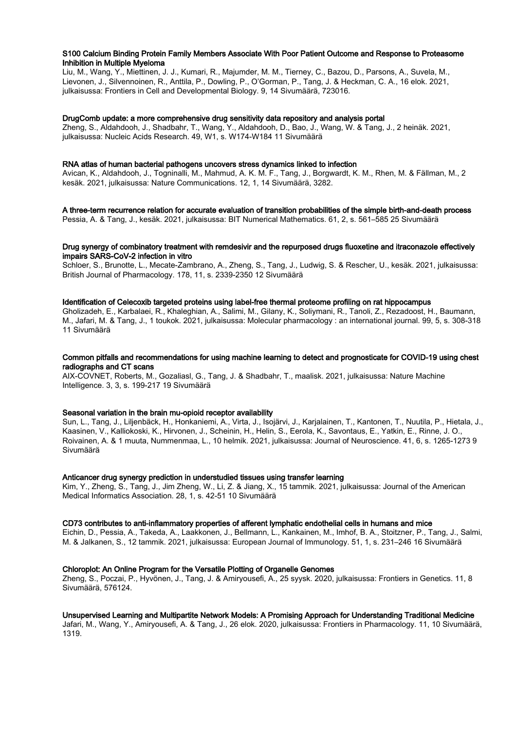**S100 Calcium Binding Protein Family Members Associate With Poor Patient Outcome and Response to Proteasome Inhibition in Multiple Myeloma**

Liu, M., Wang, Y., Miettinen, J. J., Kumari, R., Majumder, M. M., Tierney, C., Bazou, D., Parsons, A., Suvela, M., Lievonen, J., Silvennoinen, R., Anttila, P., Dowling, P., O'Gorman, P., Tang, J. & Heckman, C. A., 16 elok. 2021, julkaisussa: Frontiers in Cell and Developmental Biology. 9, 14 Sivumäärä, 723016.

**DrugComb update: a more comprehensive drug sensitivity data repository and analysis portal**

Zheng, S., Aldahdooh, J., Shadbahr, T., Wang, Y., Aldahdooh, D., Bao, J., Wang, W. & Tang, J., 2 heinäk. 2021, julkaisussa: Nucleic Acids Research. 49, W1, s. W174-W184 11 Sivumäärä

**RNA atlas of human bacterial pathogens uncovers stress dynamics linked to infection**

Avican, K., Aldahdooh, J., Togninalli, M., Mahmud, A. K. M. F., Tang, J., Borgwardt, K. M., Rhen, M. & Fällman, M., 2 kesäk. 2021, julkaisussa: Nature Communications. 12, 1, 14 Sivumäärä, 3282.

**A three-term recurrence relation for accurate evaluation of transition probabilities of the simple birth-and-death process**

Pessia, A. & Tang, J., kesäk. 2021, julkaisussa: BIT Numerical Mathematics. 61, 2, s. 561–585 25 Sivumäärä

**Drug synergy of combinatory treatment with remdesivir and the repurposed drugs fluoxetine and itraconazole effectively impairs SARS-CoV-2 infection in vitro**

Schloer, S., Brunotte, L., Mecate-Zambrano, A., Zheng, S., Tang, J., Ludwig, S. & Rescher, U., kesäk. 2021, julkaisussa: British Journal of Pharmacology. 178, 11, s. 2339-2350 12 Sivumäärä

**Identification of Celecoxib targeted proteins using label-free thermal proteome profiling on rat hippocampus**

Gholizadeh, E., Karbalaei, R., Khaleghian, A., Salimi, M., Gilany, K., Soliymani, R., Tanoli, Z., Rezadoost, H., Baumann, M., Jafari, M. & Tang, J., 1 toukok. 2021, julkaisussa: Molecular pharmacology : an international journal. 99, 5, s. 308-318 11 Sivumäärä

**Common pitfalls and recommendations for using machine learning to detect and prognosticate for COVID-19 using chest radiographs and CT scans**

AIX-COVNET, Roberts, M., Gozaliasl, G., Tang, J. & Shadbahr, T., maalisk. 2021, julkaisussa: Nature Machine Intelligence. 3, 3, s. 199-217 19 Sivumäärä

**Seasonal variation in the brain mu-opioid receptor availability**

Sun, L., Tang, J., Liljenbäck, H., Honkaniemi, A., Virta, J., Isojärvi, J., Karjalainen, T., Kantonen, T., Nuutila, P., Hietala, J., Kaasinen, V., Kalliokoski, K., Hirvonen, J., Scheinin, H., Helin, S., Eerola, K., Savontaus, E., Yatkin, E., Rinne, J. O., Roivainen, A. & 1 muuta, Nummenmaa, L., 10 helmik. 2021, julkaisussa: Journal of Neuroscience. 41, 6, s. 1265-1273 9 Sivumäärä

**Anticancer drug synergy prediction in understudied tissues using transfer learning**

Kim, Y., Zheng, S., Tang, J., Jim Zheng, W., Li, Z. & Jiang, X., 15 tammik. 2021, julkaisussa: Journal of the American Medical Informatics Association. 28, 1, s. 42-51 10 Sivumäärä

**CD73 contributes to anti-inflammatory properties of afferent lymphatic endothelial cells in humans and mice**

Eichin, D., Pessia, A., Takeda, A., Laakkonen, J., Bellmann, L., Kankainen, M., Imhof, B. A., Stoitzner, P., Tang, J., Salmi, M. & Jalkanen, S., 12 tammik. 2021, julkaisussa: European Journal of Immunology. 51, 1, s. 231–246 16 Sivumäärä

**Chloroplot: An Online Program for the Versatile Plotting of Organelle Genomes**

Zheng, S., Poczai, P., Hyvönen, J., Tang, J. & Amiryousefi, A., 25 syysk. 2020, julkaisussa: Frontiers in Genetics. 11, 8 Sivumäärä, 576124.

**Unsupervised Learning and Multipartite Network Models: A Promising Approach for Understanding Traditional Medicine**

Jafari, M., Wang, Y., Amiryousefi, A. & Tang, J., 26 elok. 2020, julkaisussa: Frontiers in Pharmacology. 11, 10 Sivumäärä, 1319.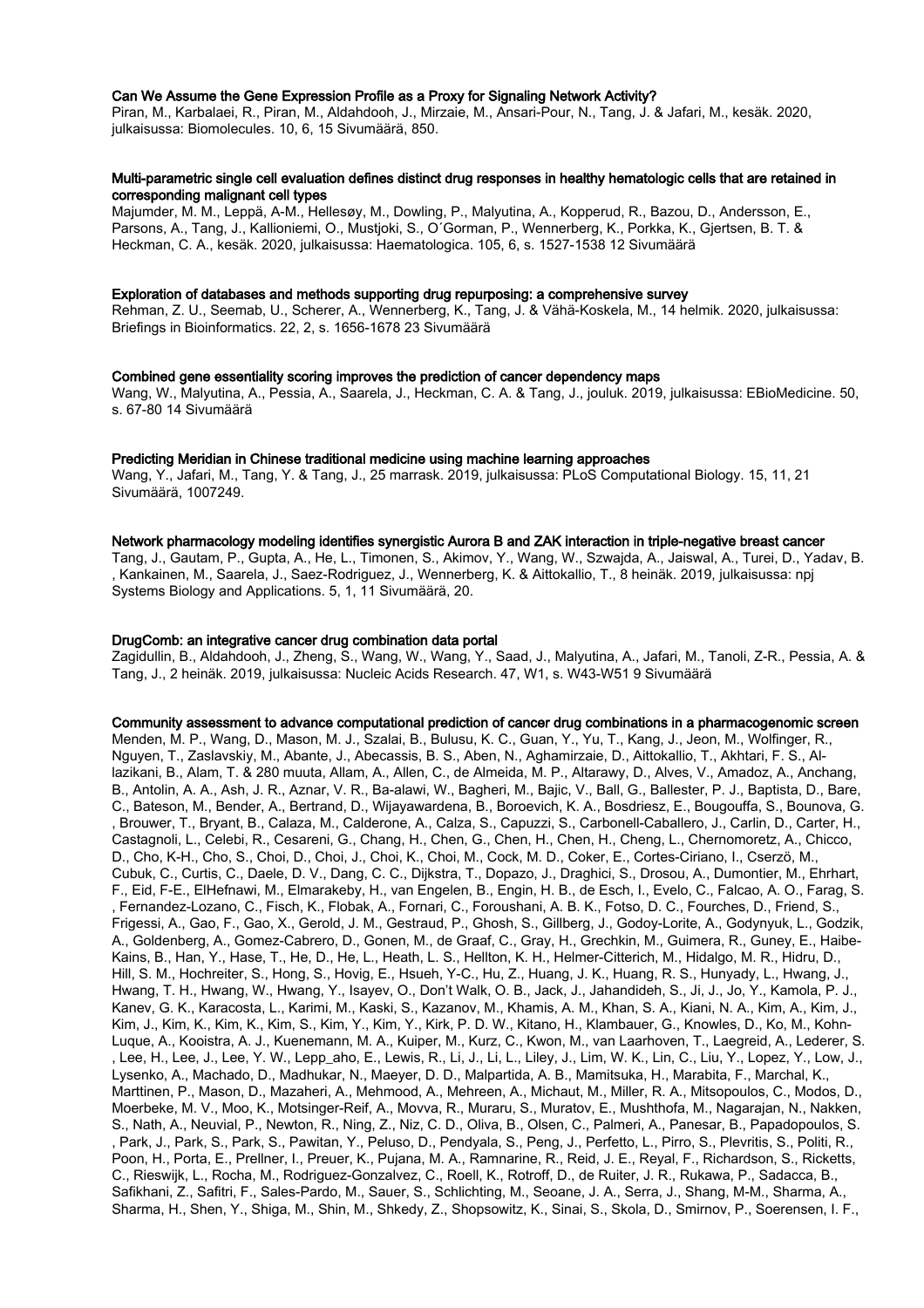**Can We Assume the Gene Expression Profile as a Proxy for Signaling Network Activity?**

Piran, M., Karbalaei, R., Piran, M., Aldahdooh, J., Mirzaie, M., Ansari-Pour, N., Tang, J. & Jafari, M., kesäk. 2020, julkaisussa: Biomolecules. 10, 6, 15 Sivumäärä, 850.

**Multi-parametric single cell evaluation defines distinct drug responses in healthy hematologic cells that are retained in corresponding malignant cell types**

Majumder, M. M., Leppä, A-M., Hellesøy, M., Dowling, P., Malyutina, A., Kopperud, R., Bazou, D., Andersson, E., Parsons, A., Tang, J., Kallioniemi, O., Mustjoki, S., O´Gorman, P., Wennerberg, K., Porkka, K., Gjertsen, B. T. & Heckman, C. A., kesäk. 2020, julkaisussa: Haematologica. 105, 6, s. 1527-1538 12 Sivumäärä

**Exploration of databases and methods supporting drug repurposing: a comprehensive survey**

Rehman, Z. U., Seemab, U., Scherer, A., Wennerberg, K., Tang, J. & Vähä-Koskela, M., 14 helmik. 2020, julkaisussa: Briefings in Bioinformatics. 22, 2, s. 1656-1678 23 Sivumäärä

**Combined gene essentiality scoring improves the prediction of cancer dependency maps**

Wang, W., Malyutina, A., Pessia, A., Saarela, J., Heckman, C. A. & Tang, J., jouluk. 2019, julkaisussa: EBioMedicine. 50, s. 67-80 14 Sivumäärä

**Predicting Meridian in Chinese traditional medicine using machine learning approaches**

Wang, Y., Jafari, M., Tang, Y. & Tang, J., 25 marrask. 2019, julkaisussa: PLoS Computational Biology. 15, 11, 21 Sivumäärä, 1007249.

**Network pharmacology modeling identifies synergistic Aurora B and ZAK interaction in triple-negative breast cancer**

Tang, J., Gautam, P., Gupta, A., He, L., Timonen, S., Akimov, Y., Wang, W., Szwajda, A., Jaiswal, A., Turei, D., Yadav, B. , Kankainen, M., Saarela, J., Saez-Rodriguez, J., Wennerberg, K. & Aittokallio, T., 8 heinäk. 2019, julkaisussa: npj Systems Biology and Applications. 5, 1, 11 Sivumäärä, 20.

**DrugComb: an integrative cancer drug combination data portal**

Zagidullin, B., Aldahdooh, J., Zheng, S., Wang, W., Wang, Y., Saad, J., Malyutina, A., Jafari, M., Tanoli, Z-R., Pessia, A. & Tang, J., 2 heinäk. 2019, julkaisussa: Nucleic Acids Research. 47, W1, s. W43-W51 9 Sivumäärä

**Community assessment to advance computational prediction of cancer drug combinations in a pharmacogenomic screen**

Menden, M. P., Wang, D., Mason, M. J., Szalai, B., Bulusu, K. C., Guan, Y., Yu, T., Kang, J., Jeon, M., Wolfinger, R., Nguyen, T., Zaslavskiy, M., Abante, J., Abecassis, B. S., Aben, N., Aghamirzaie, D., Aittokallio, T., Akhtari, F. S., Al-lazikani, B., Alam, T. & 280 muuta, Allam, A., Allen, C., de Almeida, M. P., Altarawy, D., Alves, V., Amadoz, A., Anchang, B., Antolin, A. A., Ash, J. R., Aznar, V. R., Ba-alawi, W., Bagheri, M., Bajic, V., Ball, G., Ballester, P. J., Baptista, D., Bare, C., Bateson, M., Bender, A., Bertrand, D., Wijayawardena, B., Boroevich, K. A., Bosdriesz, E., Bougouffa, S., Bounova, G. , Brouwer, T., Bryant, B., Calaza, M., Calderone, A., Calza, S., Capuzzi, S., Carbonell-Caballero, J., Carlin, D., Carter, H., Castagnoli, L., Celebi, R., Cesareni, G., Chang, H., Chen, G., Chen, H., Chen, H., Cheng, L., Chernomoretz, A., Chicco, D., Cho, K-H., Cho, S., Choi, D., Choi, J., Choi, K., Choi, M., Cock, M. D., Coker, E., Cortes-Ciriano, I., Cserzö, M., Cubuk, C., Curtis, C., Daele, D. V., Dang, C. C., Dijkstra, T., Dopazo, J., Draghici, S., Drosou, A., Dumontier, M., Ehrhart, F., Eid, F-E., ElHefnawi, M., Elmarakeby, H., van Engelen, B., Engin, H. B., de Esch, I., Evelo, C., Falcao, A. O., Farag, S. , Fernandez-Lozano, C., Fisch, K., Flobak, A., Fornari, C., Foroushani, A. B. K., Fotso, D. C., Fourches, D., Friend, S., Frigessi, A., Gao, F., Gao, X., Gerold, J. M., Gestraud, P., Ghosh, S., Gillberg, J., Godoy-Lorite, A., Godynyuk, L., Godzik, A., Goldenberg, A., Gomez-Cabrero, D., Gonen, M., de Graaf, C., Gray, H., Grechkin, M., Guimera, R., Guney, E., Haibe-Kains, B., Han, Y., Hase, T., He, D., He, L., Heath, L. S., Hellton, K. H., Helmer-Citterich, M., Hidalgo, M. R., Hidru, D., Hill, S. M., Hochreiter, S., Hong, S., Hovig, E., Hsueh, Y-C., Hu, Z., Huang, J. K., Huang, R. S., Hunyady, L., Hwang, J., Hwang, T. H., Hwang, W., Hwang, Y., Isayev, O., Don't Walk, O. B., Jack, J., Jahandideh, S., Ji, J., Jo, Y., Kamola, P. J., Kanev, G. K., Karacosta, L., Karimi, M., Kaski, S., Kazanov, M., Khamis, A. M., Khan, S. A., Kiani, N. A., Kim, A., Kim, J., Kim, J., Kim, K., Kim, K., Kim, S., Kim, Y., Kim, Y., Kirk, P. D. W., Kitano, H., Klambauer, G., Knowles, D., Ko, M., Kohn-Luque, A., Kooistra, A. J., Kuenemann, M. A., Kuiper, M., Kurz, C., Kwon, M., van Laarhoven, T., Laegreid, A., Lederer, S. , Lee, H., Lee, J., Lee, Y. W., Lepp_aho, E., Lewis, R., Li, J., Li, L., Liley, J., Lim, W. K., Lin, C., Liu, Y., Lopez, Y., Low, J., Lysenko, A., Machado, D., Madhukar, N., Maeyer, D. D., Malpartida, A. B., Mamitsuka, H., Marabita, F., Marchal, K., Marttinen, P., Mason, D., Mazaheri, A., Mehmood, A., Mehreen, A., Michaut, M., Miller, R. A., Mitsopoulos, C., Modos, D., Moerbeke, M. V., Moo, K., Motsinger-Reif, A., Movva, R., Muraru, S., Muratov, E., Mushthofa, M., Nagarajan, N., Nakken, S., Nath, A., Neuvial, P., Newton, R., Ning, Z., Niz, C. D., Oliva, B., Olsen, C., Palmeri, A., Panesar, B., Papadopoulos, S. , Park, J., Park, S., Park, S., Pawitan, Y., Peluso, D., Pendyala, S., Peng, J., Perfetto, L., Pirro, S., Plevritis, S., Politi, R., Poon, H., Porta, E., Prellner, I., Preuer, K., Pujana, M. A., Ramnarine, R., Reid, J. E., Reyal, F., Richardson, S., Ricketts, C., Rieswijk, L., Rocha, M., Rodriguez-Gonzalvez, C., Roell, K., Rotroff, D., de Ruiter, J. R., Rukawa, P., Sadacca, B., Safikhani, Z., Safitri, F., Sales-Pardo, M., Sauer, S., Schlichting, M., Seoane, J. A., Serra, J., Shang, M-M., Sharma, A., Sharma, H., Shen, Y., Shiga, M., Shin, M., Shkedy, Z., Shopsowitz, K., Sinai, S., Skola, D., Smirnov, P., Soerensen, I. F.,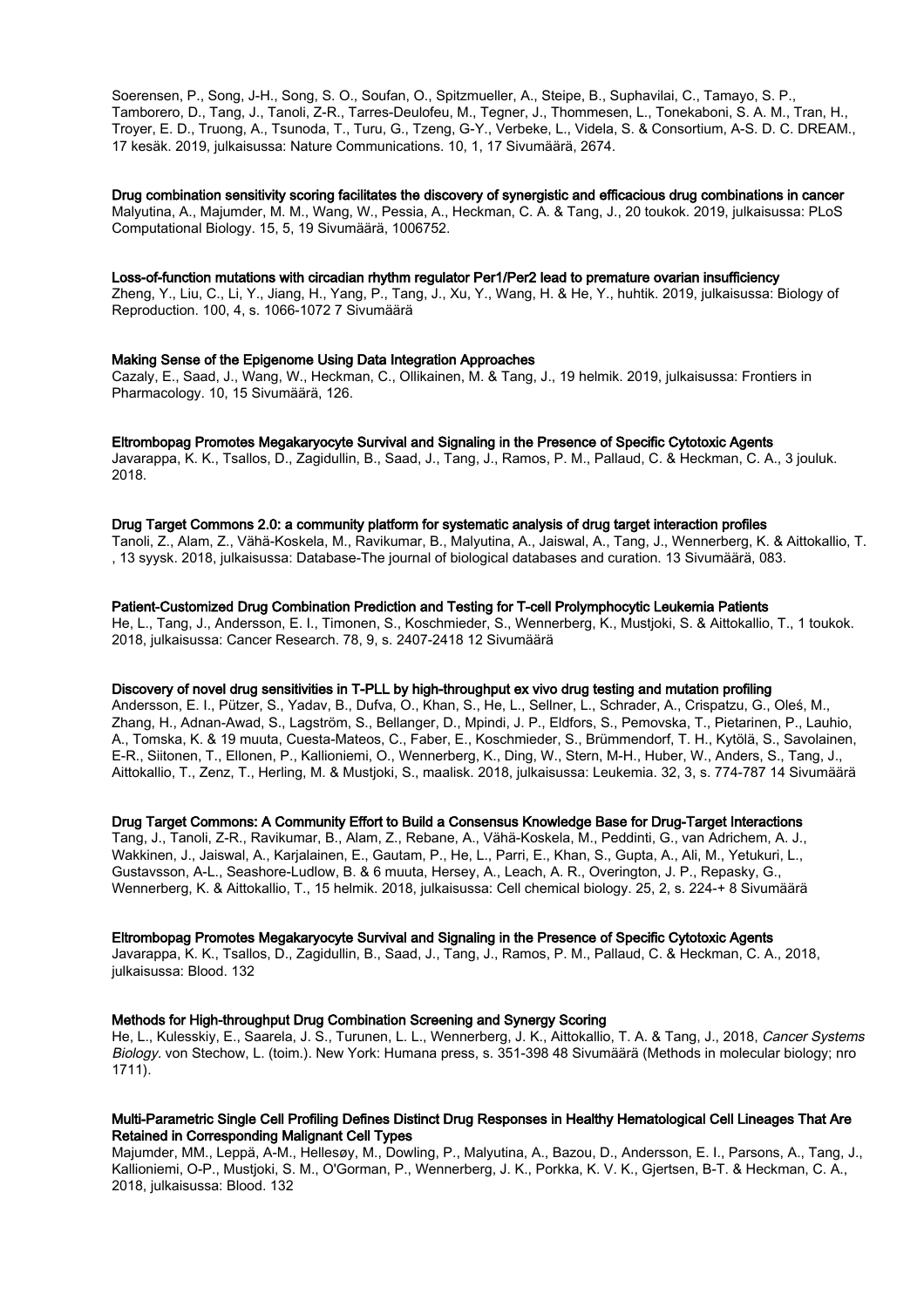Soerensen, P., Song, J-H., Song, S. O., Soufan, O., Spitzmueller, A., Steipe, B., Suphavilai, C., Tamayo, S. P., Tamborero, D., Tang, J., Tanoli, Z-R., Tarres-Deulofeu, M., Tegner, J., Thommesen, L., Tonekaboni, S. A. M., Tran, H., Troyer, E. D., Truong, A., Tsunoda, T., Turu, G., Tzeng, G-Y., Verbeke, L., Videla, S. & Consortium, A-S. D. C. DREAM., 17 kesäk. 2019, julkaisussa: Nature Communications. 10, 1, 17 Sivumäärä, 2674.

**Drug combination sensitivity scoring facilitates the discovery of synergistic and efficacious drug combinations in cancer**
Malyutina, A., Majumder, M. M., Wang, W., Pessia, A., Heckman, C. A. & Tang, J., 20 toukok. 2019, julkaisussa: PLoS Computational Biology. 15, 5, 19 Sivumäärä, 1006752.

**Loss-of-function mutations with circadian rhythm regulator Per1/Per2 lead to premature ovarian insufficiency**
Zheng, Y., Liu, C., Li, Y., Jiang, H., Yang, P., Tang, J., Xu, Y., Wang, H. & He, Y., huhtik. 2019, julkaisussa: Biology of Reproduction. 100, 4, s. 1066-1072 7 Sivumäärä

**Making Sense of the Epigenome Using Data Integration Approaches**
Cazaly, E., Saad, J., Wang, W., Heckman, C., Ollikainen, M. & Tang, J., 19 helmik. 2019, julkaisussa: Frontiers in Pharmacology. 10, 15 Sivumäärä, 126.

**Eltrombopag Promotes Megakaryocyte Survival and Signaling in the Presence of Specific Cytotoxic Agents**
Javarappa, K. K., Tsallos, D., Zagidullin, B., Saad, J., Tang, J., Ramos, P. M., Pallaud, C. & Heckman, C. A., 3 jouluk. 2018.

**Drug Target Commons 2.0: a community platform for systematic analysis of drug target interaction profiles**
Tanoli, Z., Alam, Z., Vähä-Koskela, M., Ravikumar, B., Malyutina, A., Jaiswal, A., Tang, J., Wennerberg, K. & Aittokallio, T., 13 syysk. 2018, julkaisussa: Database-The journal of biological databases and curation. 13 Sivumäärä, 083.

**Patient-Customized Drug Combination Prediction and Testing for T-cell Prolymphocytic Leukemia Patients**
He, L., Tang, J., Andersson, E. I., Timonen, S., Koschmieder, S., Wennerberg, K., Mustjoki, S. & Aittokallio, T., 1 toukok. 2018, julkaisussa: Cancer Research. 78, 9, s. 2407-2418 12 Sivumäärä

**Discovery of novel drug sensitivities in T-PLL by high-throughput ex vivo drug testing and mutation profiling**
Andersson, E. I., Pützer, S., Yadav, B., Dufva, O., Khan, S., He, L., Sellner, L., Schrader, A., Crispatzu, G., Oleś, M., Zhang, H., Adnan-Awad, S., Lagström, S., Bellanger, D., Mpindi, J. P., Eldfors, S., Pemovska, T., Pietarinen, P., Lauhio, A., Tomska, K. & 19 muuta, Cuesta-Mateos, C., Faber, E., Koschmieder, S., Brümmendorf, T. H., Kytölä, S., Savolainen, E-R., Siitonen, T., Ellonen, P., Kallioniemi, O., Wennerberg, K., Ding, W., Stern, M-H., Huber, W., Anders, S., Tang, J., Aittokallio, T., Zenz, T., Herling, M. & Mustjoki, S., maalisk. 2018, julkaisussa: Leukemia. 32, 3, s. 774-787 14 Sivumäärä

**Drug Target Commons: A Community Effort to Build a Consensus Knowledge Base for Drug-Target Interactions**
Tang, J., Tanoli, Z-R., Ravikumar, B., Alam, Z., Rebane, A., Vähä-Koskela, M., Peddinti, G., van Adrichem, A. J., Wakkinen, J., Jaiswal, A., Karjalainen, E., Gautam, P., He, L., Parri, E., Khan, S., Gupta, A., Ali, M., Yetukuri, L., Gustavsson, A-L., Seashore-Ludlow, B. & 6 muuta, Hersey, A., Leach, A. R., Overington, J. P., Repasky, G., Wennerberg, K. & Aittokallio, T., 15 helmik. 2018, julkaisussa: Cell chemical biology. 25, 2, s. 224-+ 8 Sivumäärä

**Eltrombopag Promotes Megakaryocyte Survival and Signaling in the Presence of Specific Cytotoxic Agents**
Javarappa, K. K., Tsallos, D., Zagidullin, B., Saad, J., Tang, J., Ramos, P. M., Pallaud, C. & Heckman, C. A., 2018, julkaisussa: Blood. 132

**Methods for High-throughput Drug Combination Screening and Synergy Scoring**
He, L., Kulesskiy, E., Saarela, J. S., Turunen, L. L., Wennerberg, J. K., Aittokallio, T. A. & Tang, J., 2018, *Cancer Systems Biology.* von Stechow, L. (toim.). New York: Humana press, s. 351-398 48 Sivumäärä (Methods in molecular biology; nro 1711).

**Multi-Parametric Single Cell Profiling Defines Distinct Drug Responses in Healthy Hematological Cell Lineages That Are Retained in Corresponding Malignant Cell Types**
Majumder, MM., Leppä, A-M., Hellesøy, M., Dowling, P., Malyutina, A., Bazou, D., Andersson, E. I., Parsons, A., Tang, J., Kallioniemi, O-P., Mustjoki, S. M., O'Gorman, P., Wennerberg, J. K., Porkka, K. V. K., Gjertsen, B-T. & Heckman, C. A., 2018, julkaisussa: Blood. 132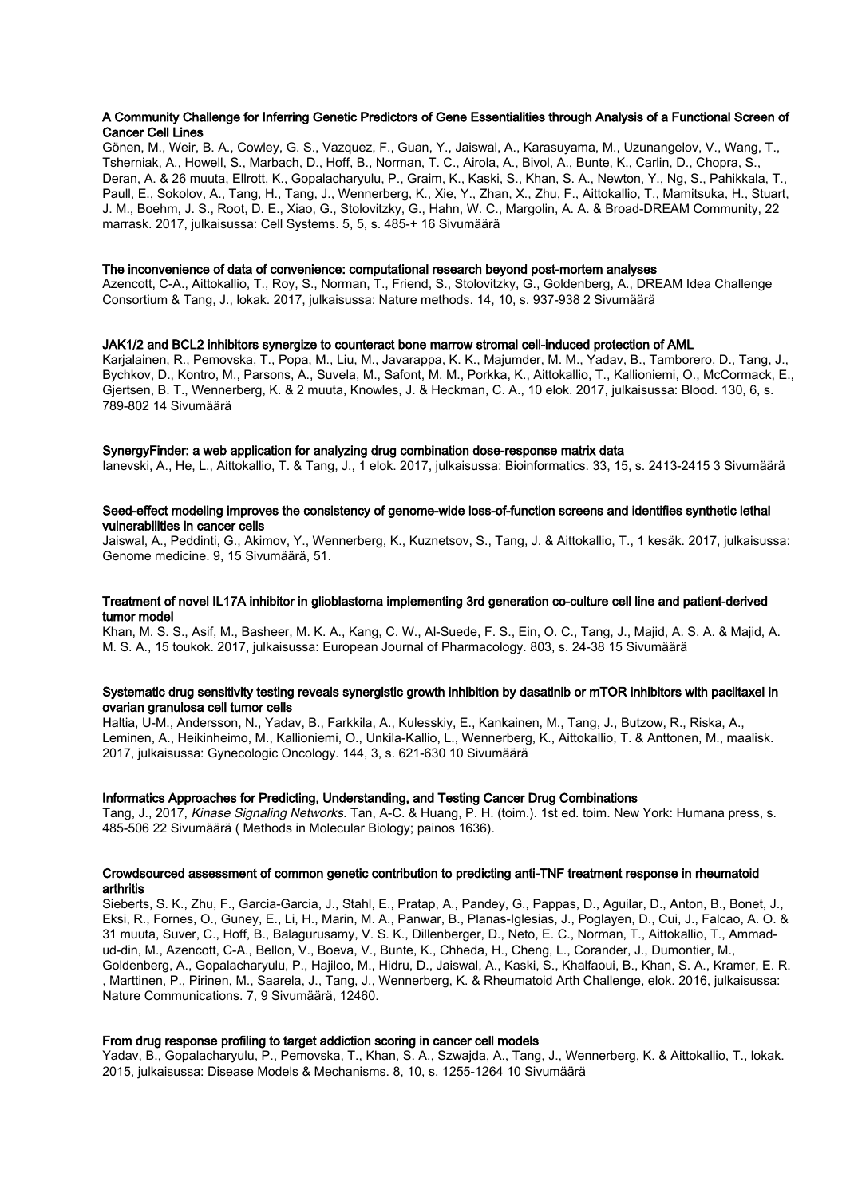**A Community Challenge for Inferring Genetic Predictors of Gene Essentialities through Analysis of a Functional Screen of Cancer Cell Lines**

Gönen, M., Weir, B. A., Cowley, G. S., Vazquez, F., Guan, Y., Jaiswal, A., Karasuyama, M., Uzunangelov, V., Wang, T., Tsherniak, A., Howell, S., Marbach, D., Hoff, B., Norman, T. C., Airola, A., Bivol, A., Bunte, K., Carlin, D., Chopra, S., Deran, A. & 26 muuta, Ellrott, K., Gopalacharyulu, P., Graim, K., Kaski, S., Khan, S. A., Newton, Y., Ng, S., Pahikkala, T., Paull, E., Sokolov, A., Tang, H., Tang, J., Wennerberg, K., Xie, Y., Zhan, X., Zhu, F., Aittokallio, T., Mamitsuka, H., Stuart, J. M., Boehm, J. S., Root, D. E., Xiao, G., Stolovitzky, G., Hahn, W. C., Margolin, A. A. & Broad-DREAM Community, 22 marrask. 2017, julkaisussa: Cell Systems. 5, 5, s. 485-+ 16 Sivumäärä

**The inconvenience of data of convenience: computational research beyond post-mortem analyses**

Azencott, C-A., Aittokallio, T., Roy, S., Norman, T., Friend, S., Stolovitzky, G., Goldenberg, A., DREAM Idea Challenge Consortium & Tang, J., lokak. 2017, julkaisussa: Nature methods. 14, 10, s. 937-938 2 Sivumäärä

**JAK1/2 and BCL2 inhibitors synergize to counteract bone marrow stromal cell-induced protection of AML**

Karjalainen, R., Pemovska, T., Popa, M., Liu, M., Javarappa, K. K., Majumder, M. M., Yadav, B., Tamborero, D., Tang, J., Bychkov, D., Kontro, M., Parsons, A., Suvela, M., Safont, M. M., Porkka, K., Aittokallio, T., Kallioniemi, O., McCormack, E., Gjertsen, B. T., Wennerberg, K. & 2 muuta, Knowles, J. & Heckman, C. A., 10 elok. 2017, julkaisussa: Blood. 130, 6, s. 789-802 14 Sivumäärä

**SynergyFinder: a web application for analyzing drug combination dose-response matrix data**

Ianevski, A., He, L., Aittokallio, T. & Tang, J., 1 elok. 2017, julkaisussa: Bioinformatics. 33, 15, s. 2413-2415 3 Sivumäärä

**Seed-effect modeling improves the consistency of genome-wide loss-of-function screens and identifies synthetic lethal vulnerabilities in cancer cells**

Jaiswal, A., Peddinti, G., Akimov, Y., Wennerberg, K., Kuznetsov, S., Tang, J. & Aittokallio, T., 1 kesäk. 2017, julkaisussa: Genome medicine. 9, 15 Sivumäärä, 51.

**Treatment of novel IL17A inhibitor in glioblastoma implementing 3rd generation co-culture cell line and patient-derived tumor model**

Khan, M. S. S., Asif, M., Basheer, M. K. A., Kang, C. W., Al-Suede, F. S., Ein, O. C., Tang, J., Majid, A. S. A. & Majid, A. M. S. A., 15 toukok. 2017, julkaisussa: European Journal of Pharmacology. 803, s. 24-38 15 Sivumäärä

**Systematic drug sensitivity testing reveals synergistic growth inhibition by dasatinib or mTOR inhibitors with paclitaxel in ovarian granulosa cell tumor cells**

Haltia, U-M., Andersson, N., Yadav, B., Farkkila, A., Kulesskiy, E., Kankainen, M., Tang, J., Butzow, R., Riska, A., Leminen, A., Heikinheimo, M., Kallioniemi, O., Unkila-Kallio, L., Wennerberg, K., Aittokallio, T. & Anttonen, M., maalisk. 2017, julkaisussa: Gynecologic Oncology. 144, 3, s. 621-630 10 Sivumäärä

**Informatics Approaches for Predicting, Understanding, and Testing Cancer Drug Combinations**

Tang, J., 2017, *Kinase Signaling Networks.* Tan, A-C. & Huang, P. H. (toim.). 1st ed. toim. New York: Humana press, s. 485-506 22 Sivumäärä ( Methods in Molecular Biology; painos 1636).

**Crowdsourced assessment of common genetic contribution to predicting anti-TNF treatment response in rheumatoid arthritis**

Sieberts, S. K., Zhu, F., Garcia-Garcia, J., Stahl, E., Pratap, A., Pandey, G., Pappas, D., Aguilar, D., Anton, B., Bonet, J., Eksi, R., Fornes, O., Guney, E., Li, H., Marin, M. A., Panwar, B., Planas-Iglesias, J., Poglayen, D., Cui, J., Falcao, A. O. & 31 muuta, Suver, C., Hoff, B., Balagurusamy, V. S. K., Dillenberger, D., Neto, E. C., Norman, T., Aittokallio, T., Ammad-ud-din, M., Azencott, C-A., Bellon, V., Boeva, V., Bunte, K., Chheda, H., Cheng, L., Corander, J., Dumontier, M., Goldenberg, A., Gopalacharyulu, P., Hajiloo, M., Hidru, D., Jaiswal, A., Kaski, S., Khalfaoui, B., Khan, S. A., Kramer, E. R. , Marttinen, P., Pirinen, M., Saarela, J., Tang, J., Wennerberg, K. & Rheumatoid Arth Challenge, elok. 2016, julkaisussa: Nature Communications. 7, 9 Sivumäärä, 12460.

**From drug response profiling to target addiction scoring in cancer cell models**

Yadav, B., Gopalacharyulu, P., Pemovska, T., Khan, S. A., Szwajda, A., Tang, J., Wennerberg, K. & Aittokallio, T., lokak. 2015, julkaisussa: Disease Models & Mechanisms. 8, 10, s. 1255-1264 10 Sivumäärä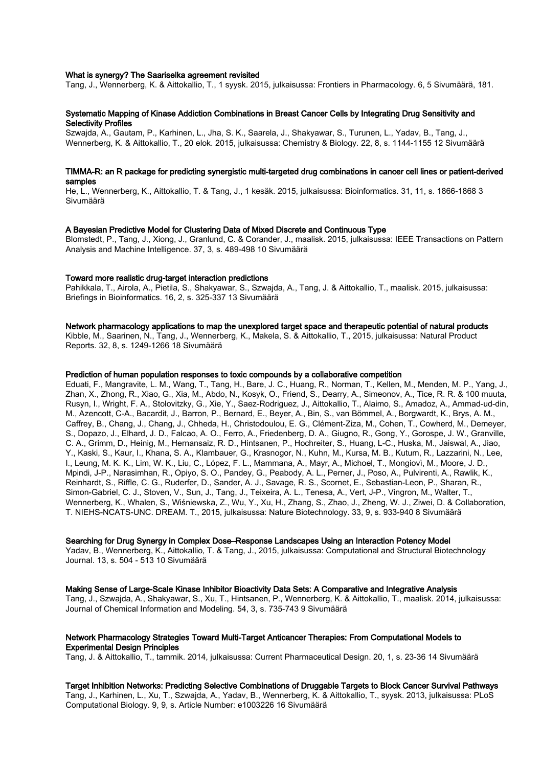**What is synergy? The Saariselka agreement revisited**
Tang, J., Wennerberg, K. & Aittokallio, T., 1 syysk. 2015, julkaisussa: Frontiers in Pharmacology. 6, 5 Sivumäärä, 181.

**Systematic Mapping of Kinase Addiction Combinations in Breast Cancer Cells by Integrating Drug Sensitivity and Selectivity Profiles**
Szwajda, A., Gautam, P., Karhinen, L., Jha, S. K., Saarela, J., Shakyawar, S., Turunen, L., Yadav, B., Tang, J., Wennerberg, K. & Aittokallio, T., 20 elok. 2015, julkaisussa: Chemistry & Biology. 22, 8, s. 1144-1155 12 Sivumäärä

**TIMMA-R: an R package for predicting synergistic multi-targeted drug combinations in cancer cell lines or patient-derived samples**
He, L., Wennerberg, K., Aittokallio, T. & Tang, J., 1 kesäk. 2015, julkaisussa: Bioinformatics. 31, 11, s. 1866-1868 3 Sivumäärä

**A Bayesian Predictive Model for Clustering Data of Mixed Discrete and Continuous Type**
Blomstedt, P., Tang, J., Xiong, J., Granlund, C. & Corander, J., maalisk. 2015, julkaisussa: IEEE Transactions on Pattern Analysis and Machine Intelligence. 37, 3, s. 489-498 10 Sivumäärä

**Toward more realistic drug-target interaction predictions**
Pahikkala, T., Airola, A., Pietila, S., Shakyawar, S., Szwajda, A., Tang, J. & Aittokallio, T., maalisk. 2015, julkaisussa: Briefings in Bioinformatics. 16, 2, s. 325-337 13 Sivumäärä

**Network pharmacology applications to map the unexplored target space and therapeutic potential of natural products**
Kibble, M., Saarinen, N., Tang, J., Wennerberg, K., Makela, S. & Aittokallio, T., 2015, julkaisussa: Natural Product Reports. 32, 8, s. 1249-1266 18 Sivumäärä

**Prediction of human population responses to toxic compounds by a collaborative competition**
Eduati, F., Mangravite, L. M., Wang, T., Tang, H., Bare, J. C., Huang, R., Norman, T., Kellen, M., Menden, M. P., Yang, J., Zhan, X., Zhong, R., Xiao, G., Xia, M., Abdo, N., Kosyk, O., Friend, S., Dearry, A., Simeonov, A., Tice, R. R. & 100 muuta, Rusyn, I., Wright, F. A., Stolovitzky, G., Xie, Y., Saez-Rodriguez, J., Aittokallio, T., Alaimo, S., Amadoz, A., Ammad-ud-din, M., Azencott, C-A., Bacardit, J., Barron, P., Bernard, E., Beyer, A., Bin, S., van Bömmel, A., Borgwardt, K., Brys, A. M., Caffrey, B., Chang, J., Chang, J., Chheda, H., Christodoulou, E. G., Clément-Ziza, M., Cohen, T., Cowherd, M., Demeyer, S., Dopazo, J., Elhard, J. D., Falcao, A. O., Ferro, A., Friedenberg, D. A., Giugno, R., Gong, Y., Gorospe, J. W., Granville, C. A., Grimm, D., Heinig, M., Hernansaiz, R. D., Hintsanen, P., Hochreiter, S., Huang, L-C., Huska, M., Jaiswal, A., Jiao, Y., Kaski, S., Kaur, I., Khana, S. A., Klambauer, G., Krasnogor, N., Kuhn, M., Kursa, M. B., Kutum, R., Lazzarini, N., Lee, I., Leung, M. K. K., Lim, W. K., Liu, C., López, F. L., Mammana, A., Mayr, A., Michoel, T., Mongiovì, M., Moore, J. D., Mpindi, J-P., Narasimhan, R., Opiyo, S. O., Pandey, G., Peabody, A. L., Perner, J., Poso, A., Pulvirenti, A., Rawlik, K., Reinhardt, S., Riffle, C. G., Ruderfer, D., Sander, A. J., Savage, R. S., Scornet, E., Sebastian-Leon, P., Sharan, R., Simon-Gabriel, C. J., Stoven, V., Sun, J., Tang, J., Teixeira, A. L., Tenesa, A., Vert, J-P., Vingron, M., Walter, T., Wennerberg, K., Whalen, S., Wiśniewska, Z., Wu, Y., Xu, H., Zhang, S., Zhao, J., Zheng, W. J., Ziwei, D. & Collaboration, T. NIEHS-NCATS-UNC. DREAM. T., 2015, julkaisussa: Nature Biotechnology. 33, 9, s. 933-940 8 Sivumäärä

**Searching for Drug Synergy in Complex Dose–Response Landscapes Using an Interaction Potency Model**
Yadav, B., Wennerberg, K., Aittokallio, T. & Tang, J., 2015, julkaisussa: Computational and Structural Biotechnology Journal. 13, s. 504 - 513 10 Sivumäärä

**Making Sense of Large-Scale Kinase Inhibitor Bioactivity Data Sets: A Comparative and Integrative Analysis**
Tang, J., Szwajda, A., Shakyawar, S., Xu, T., Hintsanen, P., Wennerberg, K. & Aittokallio, T., maalisk. 2014, julkaisussa: Journal of Chemical Information and Modeling. 54, 3, s. 735-743 9 Sivumäärä

**Network Pharmacology Strategies Toward Multi-Target Anticancer Therapies: From Computational Models to Experimental Design Principles**
Tang, J. & Aittokallio, T., tammik. 2014, julkaisussa: Current Pharmaceutical Design. 20, 1, s. 23-36 14 Sivumäärä

**Target Inhibition Networks: Predicting Selective Combinations of Druggable Targets to Block Cancer Survival Pathways**
Tang, J., Karhinen, L., Xu, T., Szwajda, A., Yadav, B., Wennerberg, K. & Aittokallio, T., syysk. 2013, julkaisussa: PLoS Computational Biology. 9, 9, s. Article Number: e1003226 16 Sivumäärä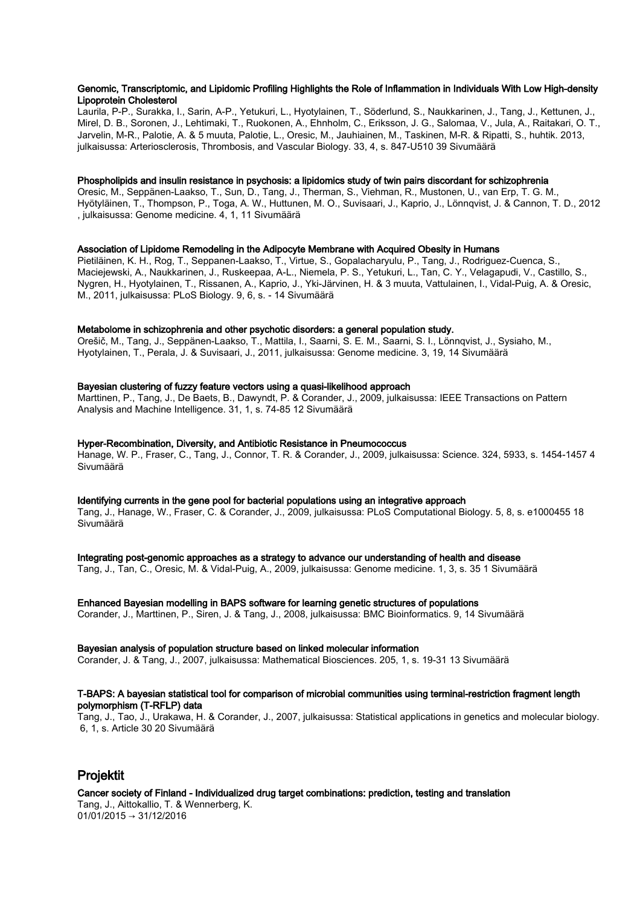**Genomic, Transcriptomic, and Lipidomic Profiling Highlights the Role of Inflammation in Individuals With Low High-density Lipoprotein Cholesterol**

Laurila, P-P., Surakka, I., Sarin, A-P., Yetukuri, L., Hyotylainen, T., Söderlund, S., Naukkarinen, J., Tang, J., Kettunen, J., Mirel, D. B., Soronen, J., Lehtimaki, T., Ruokonen, A., Ehnholm, C., Eriksson, J. G., Salomaa, V., Jula, A., Raitakari, O. T., Jarvelin, M-R., Palotie, A. & 5 muuta, Palotie, L., Oresic, M., Jauhiainen, M., Taskinen, M-R. & Ripatti, S., huhtik. 2013, julkaisussa: Arteriosclerosis, Thrombosis, and Vascular Biology. 33, 4, s. 847-U510 39 Sivumäärä

**Phospholipids and insulin resistance in psychosis: a lipidomics study of twin pairs discordant for schizophrenia**

Oresic, M., Seppänen-Laakso, T., Sun, D., Tang, J., Therman, S., Viehman, R., Mustonen, U., van Erp, T. G. M., Hyötyläinen, T., Thompson, P., Toga, A. W., Huttunen, M. O., Suvisaari, J., Kaprio, J., Lönnqvist, J. & Cannon, T. D., 2012 , julkaisussa: Genome medicine. 4, 1, 11 Sivumäärä

**Association of Lipidome Remodeling in the Adipocyte Membrane with Acquired Obesity in Humans**

Pietiläinen, K. H., Rog, T., Seppanen-Laakso, T., Virtue, S., Gopalacharyulu, P., Tang, J., Rodriguez-Cuenca, S., Maciejewski, A., Naukkarinen, J., Ruskeepaa, A-L., Niemela, P. S., Yetukuri, L., Tan, C. Y., Velagapudi, V., Castillo, S., Nygren, H., Hyotylainen, T., Rissanen, A., Kaprio, J., Yki-Järvinen, H. & 3 muuta, Vattulainen, I., Vidal-Puig, A. & Oresic, M., 2011, julkaisussa: PLoS Biology. 9, 6, s. - 14 Sivumäärä

**Metabolome in schizophrenia and other psychotic disorders: a general population study.**

Orešič, M., Tang, J., Seppänen-Laakso, T., Mattila, I., Saarni, S. E. M., Saarni, S. I., Lönnqvist, J., Sysiaho, M., Hyotylainen, T., Perala, J. & Suvisaari, J., 2011, julkaisussa: Genome medicine. 3, 19, 14 Sivumäärä

**Bayesian clustering of fuzzy feature vectors using a quasi-likelihood approach**

Marttinen, P., Tang, J., De Baets, B., Dawyndt, P. & Corander, J., 2009, julkaisussa: IEEE Transactions on Pattern Analysis and Machine Intelligence. 31, 1, s. 74-85 12 Sivumäärä

**Hyper-Recombination, Diversity, and Antibiotic Resistance in Pneumococcus**

Hanage, W. P., Fraser, C., Tang, J., Connor, T. R. & Corander, J., 2009, julkaisussa: Science. 324, 5933, s. 1454-1457 4 Sivumäärä

**Identifying currents in the gene pool for bacterial populations using an integrative approach**

Tang, J., Hanage, W., Fraser, C. & Corander, J., 2009, julkaisussa: PLoS Computational Biology. 5, 8, s. e1000455 18 Sivumäärä

**Integrating post-genomic approaches as a strategy to advance our understanding of health and disease**

Tang, J., Tan, C., Oresic, M. & Vidal-Puig, A., 2009, julkaisussa: Genome medicine. 1, 3, s. 35 1 Sivumäärä

**Enhanced Bayesian modelling in BAPS software for learning genetic structures of populations**

Corander, J., Marttinen, P., Siren, J. & Tang, J., 2008, julkaisussa: BMC Bioinformatics. 9, 14 Sivumäärä

**Bayesian analysis of population structure based on linked molecular information**

Corander, J. & Tang, J., 2007, julkaisussa: Mathematical Biosciences. 205, 1, s. 19-31 13 Sivumäärä

**T-BAPS: A bayesian statistical tool for comparison of microbial communities using terminal-restriction fragment length polymorphism (T-RFLP) data**

Tang, J., Tao, J., Urakawa, H. & Corander, J., 2007, julkaisussa: Statistical applications in genetics and molecular biology. 6, 1, s. Article 30 20 Sivumäärä

## Projektit

**Cancer society of Finland - Individualized drug target combinations: prediction, testing and translation**

Tang, J., Aittokallio, T. & Wennerberg, K.
01/01/2015 → 31/12/2016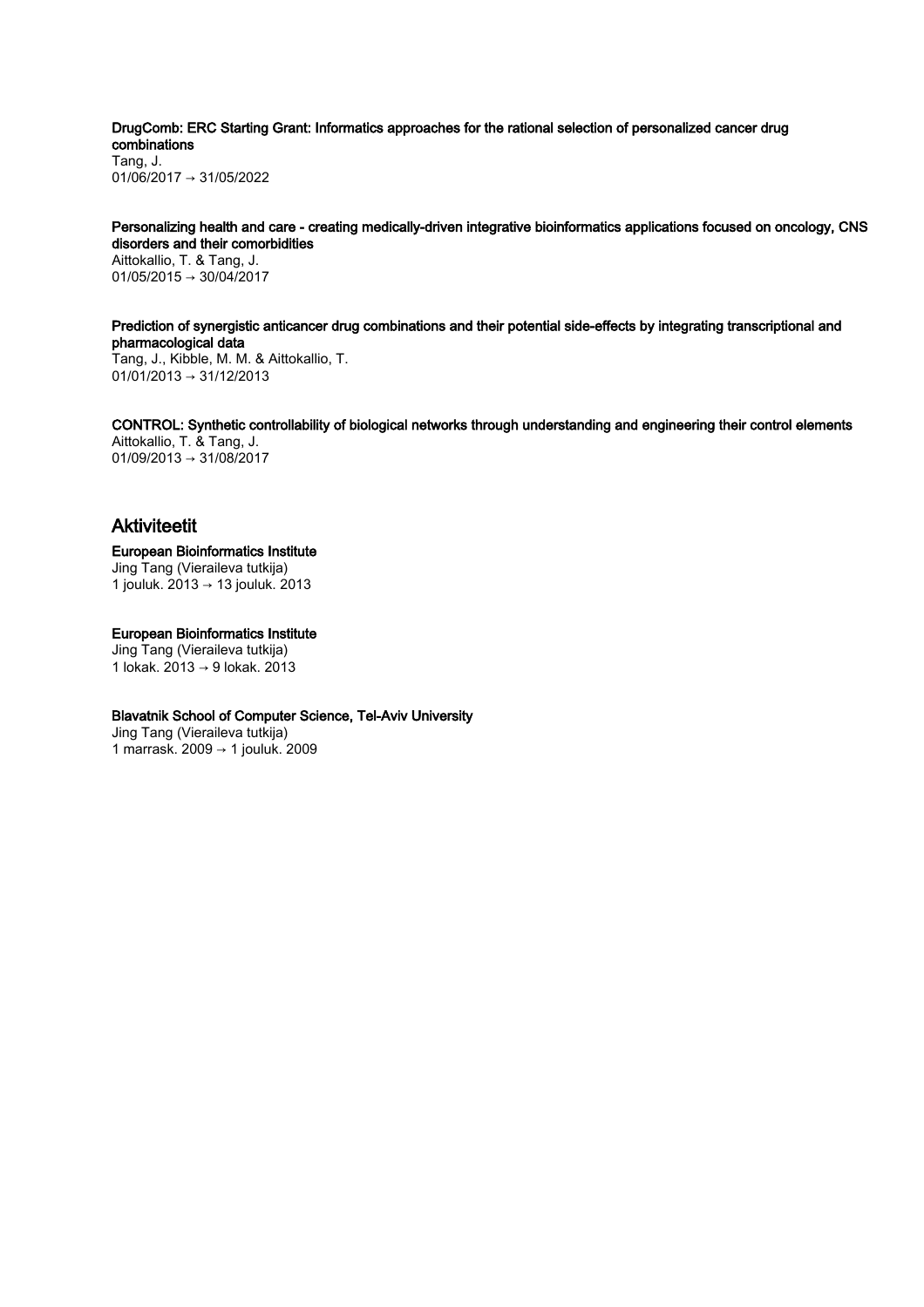**DrugComb: ERC Starting Grant: Informatics approaches for the rational selection of personalized cancer drug combinations**
Tang, J.
01/06/2017 → 31/05/2022

**Personalizing health and care - creating medically-driven integrative bioinformatics applications focused on oncology, CNS disorders and their comorbidities**
Aittokallio, T. & Tang, J.
01/05/2015 → 30/04/2017

**Prediction of synergistic anticancer drug combinations and their potential side-effects by integrating transcriptional and pharmacological data**
Tang, J., Kibble, M. M. & Aittokallio, T.
01/01/2013 → 31/12/2013

**CONTROL: Synthetic controllability of biological networks through understanding and engineering their control elements**
Aittokallio, T. & Tang, J.
01/09/2013 → 31/08/2017

## Aktiviteetit

**European Bioinformatics Institute**
Jing Tang (Vieraileva tutkija)
1 jouluk. 2013 → 13 jouluk. 2013

**European Bioinformatics Institute**
Jing Tang (Vieraileva tutkija)
1 lokak. 2013 → 9 lokak. 2013

**Blavatnik School of Computer Science, Tel-Aviv University**
Jing Tang (Vieraileva tutkija)
1 marrask. 2009 → 1 jouluk. 2009